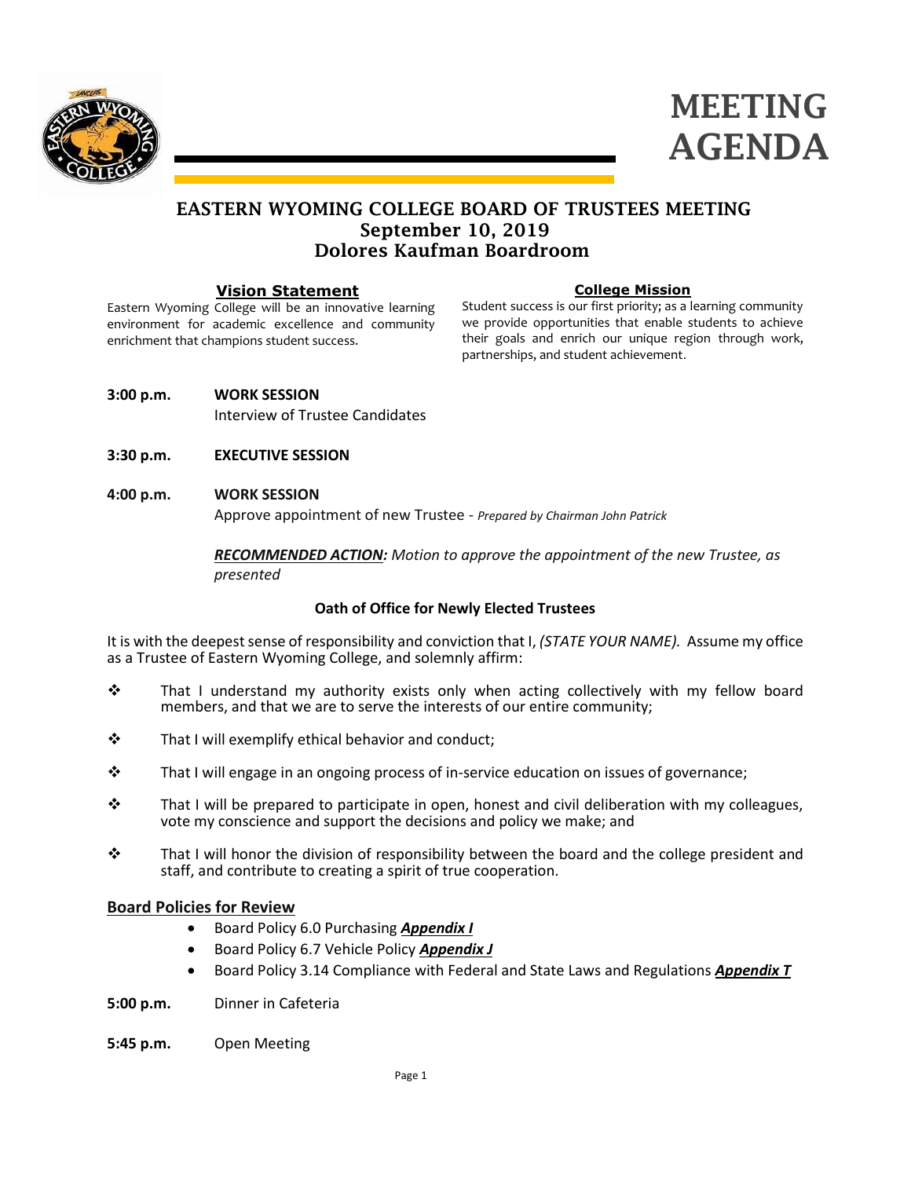# MEETING AGENDA

## EASTERN WYOMING COLLEGE BOARD OF TRUSTEES MEETING
## September 10, 2019
## Dolores Kaufman Boardroom

**Vision Statement**

Eastern Wyoming College will be an innovative learning environment for academic excellence and community enrichment that champions student success.

**College Mission**

Student success is our first priority; as a learning community we provide opportunities that enable students to achieve their goals and enrich our unique region through work, partnerships, and student achievement.

**3:00 p.m.** **WORK SESSION**
Interview of Trustee Candidates

**3:30 p.m.** **EXECUTIVE SESSION**

**4:00 p.m.** **WORK SESSION**
Approve appointment of new Trustee - *Prepared by Chairman John Patrick*

***RECOMMENDED ACTION:*** *Motion to approve the appointment of the new Trustee, as presented*

**Oath of Office for Newly Elected Trustees**

It is with the deepest sense of responsibility and conviction that I, *(STATE YOUR NAME).* Assume my office as a Trustee of Eastern Wyoming College, and solemnly affirm:

- That I understand my authority exists only when acting collectively with my fellow board members, and that we are to serve the interests of our entire community;
- That I will exemplify ethical behavior and conduct;
- That I will engage in an ongoing process of in-service education on issues of governance;
- That I will be prepared to participate in open, honest and civil deliberation with my colleagues, vote my conscience and support the decisions and policy we make; and
- That I will honor the division of responsibility between the board and the college president and staff, and contribute to creating a spirit of true cooperation.

**Board Policies for Review**

- Board Policy 6.0 Purchasing ***Appendix I***
- Board Policy 6.7 Vehicle Policy ***Appendix J***
- Board Policy 3.14 Compliance with Federal and State Laws and Regulations ***Appendix T***

**5:00 p.m.** Dinner in Cafeteria

**5:45 p.m.** Open Meeting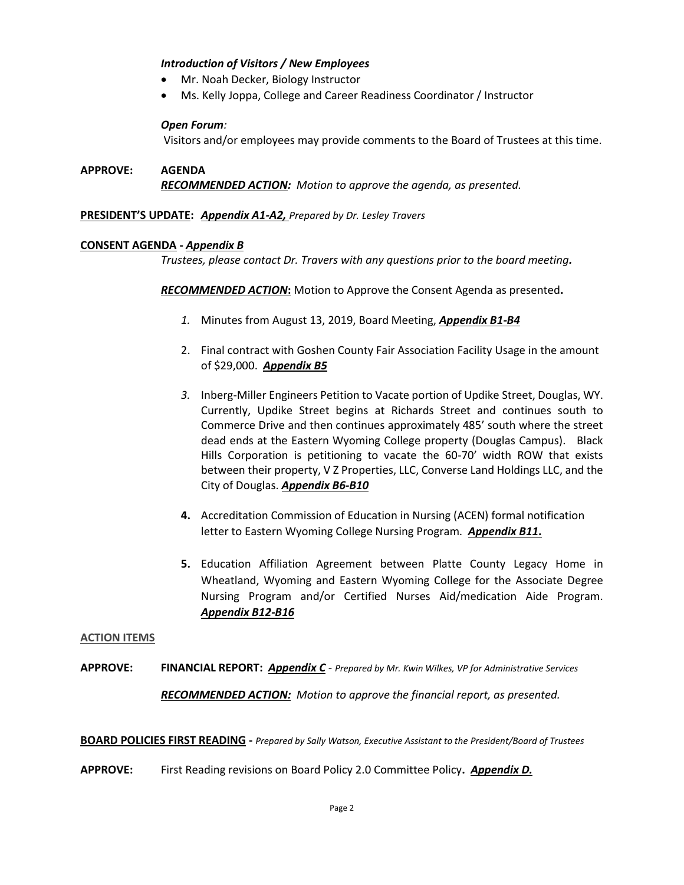***Introduction of Visitors / New Employees***

- Mr. Noah Decker, Biology Instructor
- Ms. Kelly Joppa, College and Career Readiness Coordinator / Instructor

***Open Forum:***

Visitors and/or employees may provide comments to the Board of Trustees at this time.

**APPROVE: AGENDA**

***RECOMMENDED ACTION:*** *Motion to approve the agenda, as presented.*

**PRESIDENT'S UPDATE:** ***Appendix A1-A2,*** *Prepared by Dr. Lesley Travers*

**CONSENT AGENDA -** ***Appendix B***

*Trustees, please contact Dr. Travers with any questions prior to the board meeting.*

***RECOMMENDED ACTION*****:** Motion to Approve the Consent Agenda as presented**.**

1. Minutes from August 13, 2019, Board Meeting, ***Appendix B1-B4***
2. Final contract with Goshen County Fair Association Facility Usage in the amount of $29,000. ***Appendix B5***
3. Inberg-Miller Engineers Petition to Vacate portion of Updike Street, Douglas, WY. Currently, Updike Street begins at Richards Street and continues south to Commerce Drive and then continues approximately 485' south where the street dead ends at the Eastern Wyoming College property (Douglas Campus). Black Hills Corporation is petitioning to vacate the 60-70' width ROW that exists between their property, V Z Properties, LLC, Converse Land Holdings LLC, and the City of Douglas. ***Appendix B6-B10***
4. Accreditation Commission of Education in Nursing (ACEN) formal notification letter to Eastern Wyoming College Nursing Program. ***Appendix B11*****.**
5. Education Affiliation Agreement between Platte County Legacy Home in Wheatland, Wyoming and Eastern Wyoming College for the Associate Degree Nursing Program and/or Certified Nurses Aid/medication Aide Program. ***Appendix B12-B16***

**ACTION ITEMS**

**APPROVE: FINANCIAL REPORT:** ***Appendix C*** *- Prepared by Mr. Kwin Wilkes, VP for Administrative Services*

***RECOMMENDED ACTION:*** *Motion to approve the financial report, as presented.*

**BOARD POLICIES FIRST READING -** *Prepared by Sally Watson, Executive Assistant to the President/Board of Trustees*

**APPROVE:** First Reading revisions on Board Policy 2.0 Committee Policy**.** ***Appendix D.***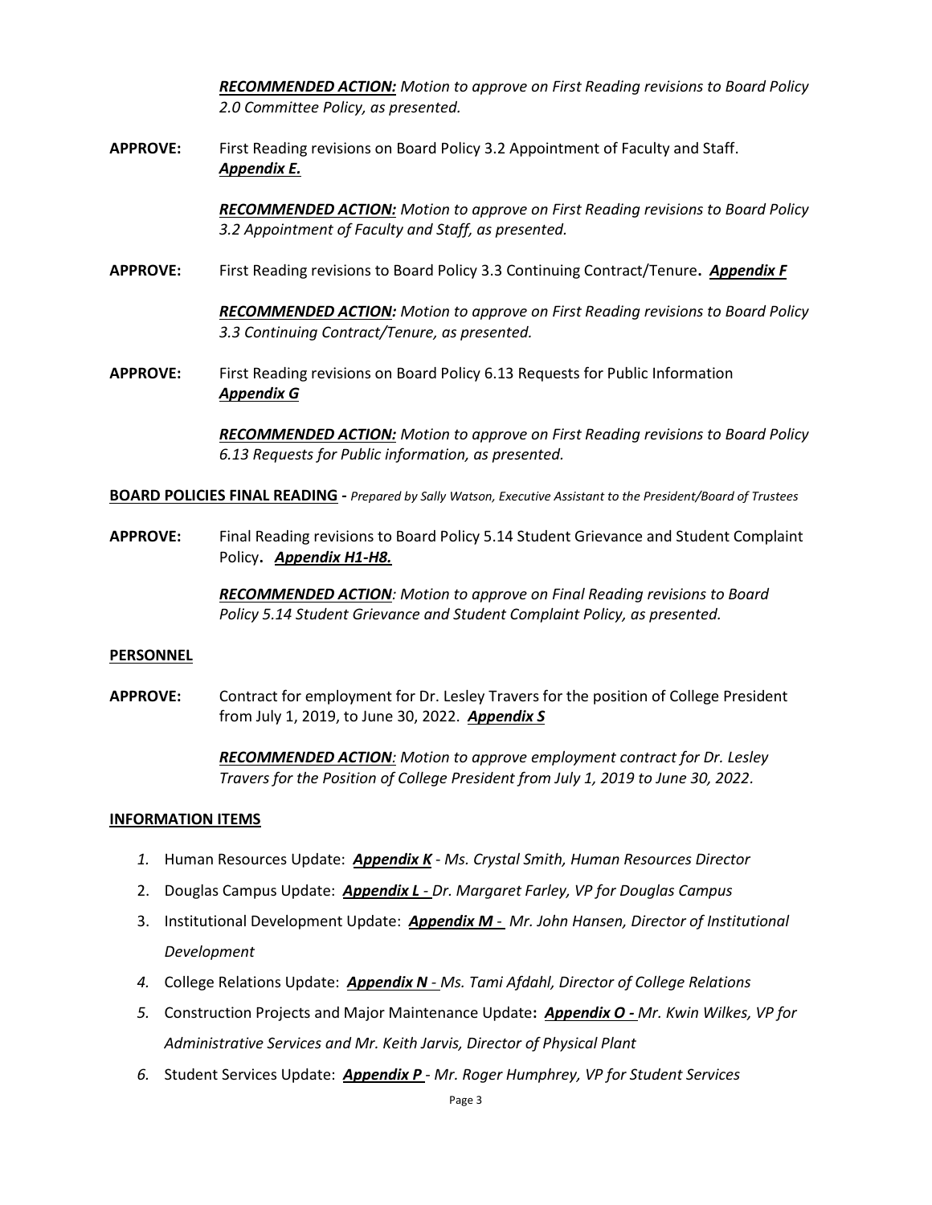***RECOMMENDED ACTION:*** *Motion to approve on First Reading revisions to Board Policy 2.0 Committee Policy, as presented.*

**APPROVE:** First Reading revisions on Board Policy 3.2 Appointment of Faculty and Staff. ***Appendix E.***

***RECOMMENDED ACTION:*** *Motion to approve on First Reading revisions to Board Policy 3.2 Appointment of Faculty and Staff, as presented.*

**APPROVE:** First Reading revisions to Board Policy 3.3 Continuing Contract/Tenure**.** ***Appendix F***

***RECOMMENDED ACTION:*** *Motion to approve on First Reading revisions to Board Policy 3.3 Continuing Contract/Tenure, as presented.*

**APPROVE:** First Reading revisions on Board Policy 6.13 Requests for Public Information ***Appendix G***

***RECOMMENDED ACTION:*** *Motion to approve on First Reading revisions to Board Policy 6.13 Requests for Public information, as presented.*

**BOARD POLICIES FINAL READING** **-** *Prepared by Sally Watson, Executive Assistant to the President/Board of Trustees*

**APPROVE:** Final Reading revisions to Board Policy 5.14 Student Grievance and Student Complaint Policy**.** ***Appendix H1-H8.***

***RECOMMENDED ACTION****: Motion to approve on Final Reading revisions to Board Policy 5.14 Student Grievance and Student Complaint Policy, as presented.*

**PERSONNEL**

**APPROVE:** Contract for employment for Dr. Lesley Travers for the position of College President from July 1, 2019, to June 30, 2022. ***Appendix S***

***RECOMMENDED ACTION****: Motion to approve employment contract for Dr. Lesley Travers for the Position of College President from July 1, 2019 to June 30, 2022.*

**INFORMATION ITEMS**

1. Human Resources Update: ***Appendix K*** *- Ms. Crystal Smith, Human Resources Director*
2. Douglas Campus Update: ***Appendix L*** *- Dr. Margaret Farley, VP for Douglas Campus*
3. Institutional Development Update: ***Appendix M*** *- Mr. John Hansen, Director of Institutional Development*
4. College Relations Update: ***Appendix N*** *- Ms. Tami Afdahl, Director of College Relations*
5. Construction Projects and Major Maintenance Update**:** ***Appendix O -*** *Mr. Kwin Wilkes, VP for Administrative Services and Mr. Keith Jarvis, Director of Physical Plant*
6. Student Services Update: ***Appendix P*** *- Mr. Roger Humphrey, VP for Student Services*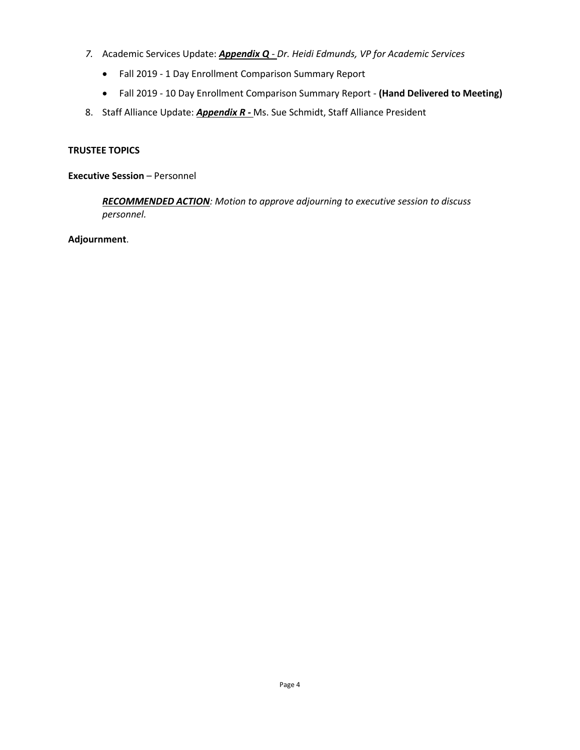7. Academic Services Update: ***Appendix Q*** - *Dr. Heidi Edmunds, VP for Academic Services*
    - Fall 2019 - 1 Day Enrollment Comparison Summary Report
    - Fall 2019 - 10 Day Enrollment Comparison Summary Report - **(Hand Delivered to Meeting)**
8. Staff Alliance Update: ***Appendix R*** - Ms. Sue Schmidt, Staff Alliance President

**TRUSTEE TOPICS**

**Executive Session** – Personnel

> ***RECOMMENDED ACTION****: Motion to approve adjourning to executive session to discuss personnel.*

**Adjournment**.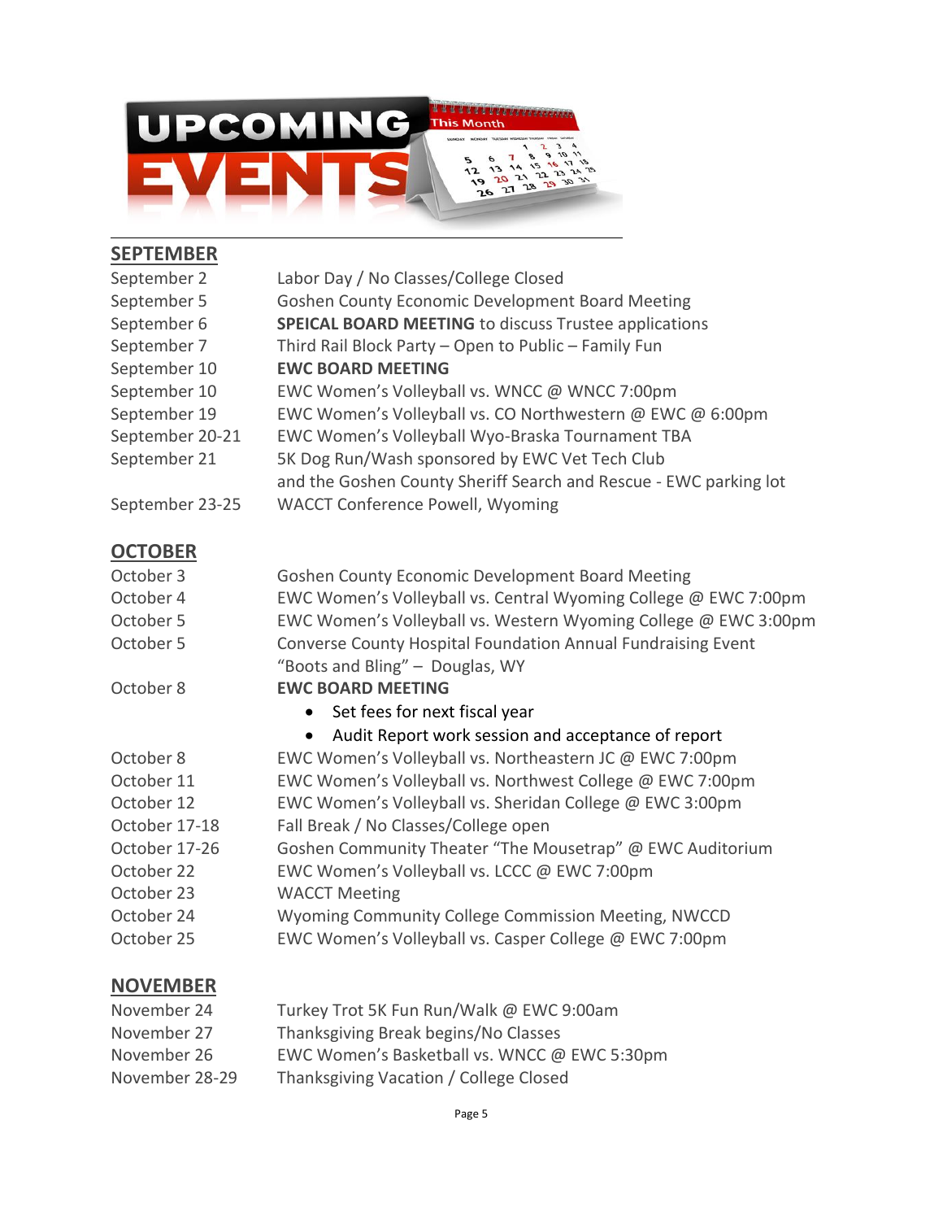# UPCOMING EVENTS

## SEPTEMBER

| | |
|---|---|
| September 2 | Labor Day / No Classes/College Closed |
| September 5 | Goshen County Economic Development Board Meeting |
| September 6 | **SPEICAL BOARD MEETING** to discuss Trustee applications |
| September 7 | Third Rail Block Party – Open to Public – Family Fun |
| September 10 | **EWC BOARD MEETING** |
| September 10 | EWC Women's Volleyball vs. WNCC @ WNCC 7:00pm |
| September 19 | EWC Women's Volleyball vs. CO Northwestern @ EWC @ 6:00pm |
| September 20-21 | EWC Women's Volleyball Wyo-Braska Tournament TBA |
| September 21 | 5K Dog Run/Wash sponsored by EWC Vet Tech Club and the Goshen County Sheriff Search and Rescue - EWC parking lot |
| September 23-25 | WACCT Conference Powell, Wyoming |

## OCTOBER

| | |
|---|---|
| October 3 | Goshen County Economic Development Board Meeting |
| October 4 | EWC Women's Volleyball vs. Central Wyoming College @ EWC 7:00pm |
| October 5 | EWC Women's Volleyball vs. Western Wyoming College @ EWC 3:00pm |
| October 5 | Converse County Hospital Foundation Annual Fundraising Event "Boots and Bling" – Douglas, WY |
| October 8 | **EWC BOARD MEETING**<br>• Set fees for next fiscal year<br>• Audit Report work session and acceptance of report |
| October 8 | EWC Women's Volleyball vs. Northeastern JC @ EWC 7:00pm |
| October 11 | EWC Women's Volleyball vs. Northwest College @ EWC 7:00pm |
| October 12 | EWC Women's Volleyball vs. Sheridan College @ EWC 3:00pm |
| October 17-18 | Fall Break / No Classes/College open |
| October 17-26 | Goshen Community Theater "The Mousetrap" @ EWC Auditorium |
| October 22 | EWC Women's Volleyball vs. LCCC @ EWC 7:00pm |
| October 23 | WACCT Meeting |
| October 24 | Wyoming Community College Commission Meeting, NWCCD |
| October 25 | EWC Women's Volleyball vs. Casper College @ EWC 7:00pm |

## NOVEMBER

| | |
|---|---|
| November 24 | Turkey Trot 5K Fun Run/Walk @ EWC 9:00am |
| November 27 | Thanksgiving Break begins/No Classes |
| November 26 | EWC Women's Basketball vs. WNCC @ EWC 5:30pm |
| November 28-29 | Thanksgiving Vacation / College Closed |